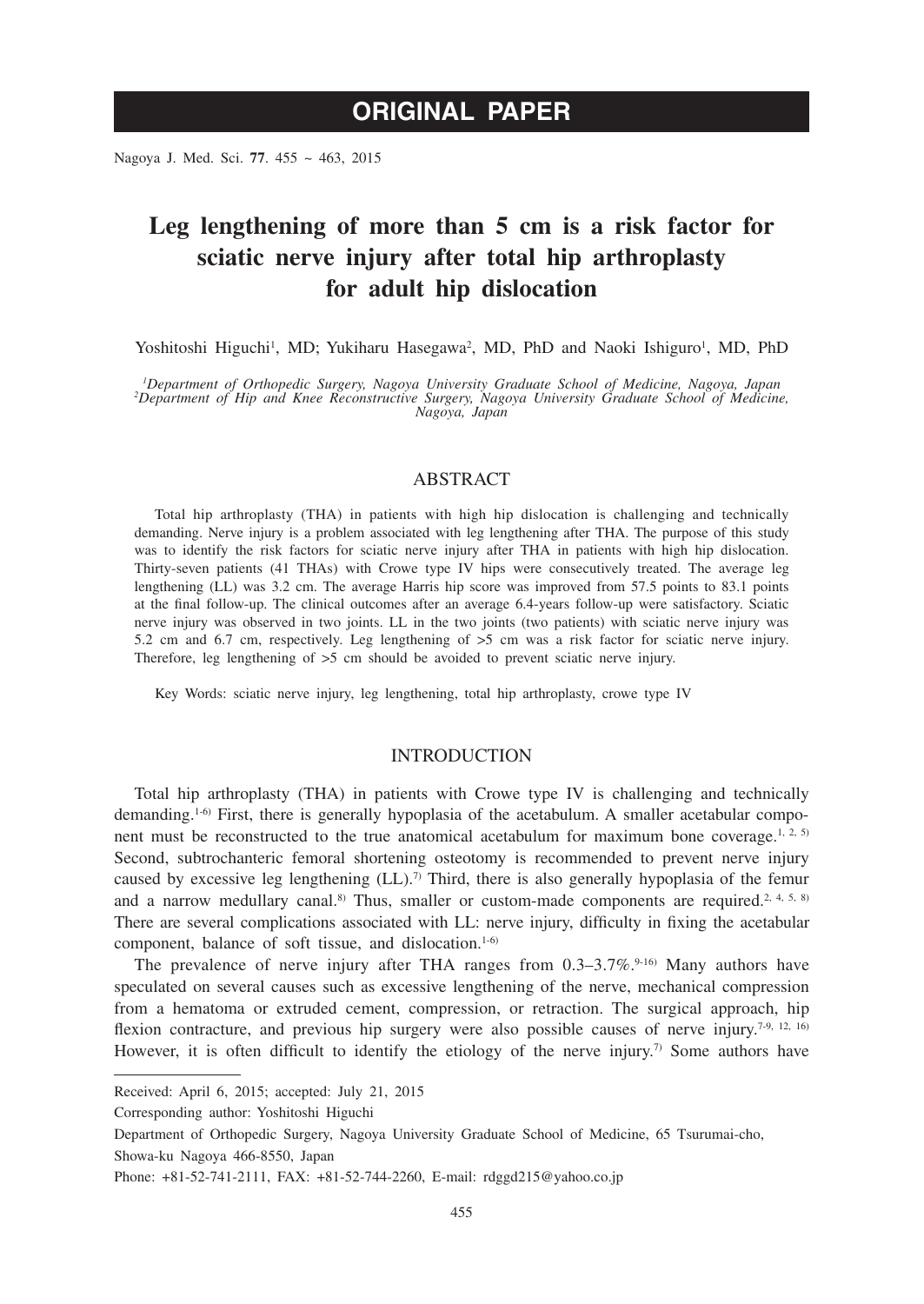**ORIGINAL PAPER**

# Leg lengthening of more than 5 cm is a risk factor for sciatic nerve injury after total hip arthroplasty for adult hip dislocation

Yoshitoshi Higuchi[1], MD; Yukiharu Hasegawa[2], MD, PhD and Naoki Ishiguro[1], MD, PhD

*[1]Department of Orthopedic Surgery, Nagoya University Graduate School of Medicine, Nagoya, Japan*
*[2]Department of Hip and Knee Reconstructive Surgery, Nagoya University Graduate School of Medicine, Nagoya, Japan*

## ABSTRACT

Total hip arthroplasty (THA) in patients with high hip dislocation is challenging and technically demanding. Nerve injury is a problem associated with leg lengthening after THA. The purpose of this study was to identify the risk factors for sciatic nerve injury after THA in patients with high hip dislocation. Thirty-seven patients (41 THAs) with Crowe type IV hips were consecutively treated. The average leg lengthening (LL) was 3.2 cm. The average Harris hip score was improved from 57.5 points to 83.1 points at the final follow-up. The clinical outcomes after an average 6.4-years follow-up were satisfactory. Sciatic nerve injury was observed in two joints. LL in the two joints (two patients) with sciatic nerve injury was 5.2 cm and 6.7 cm, respectively. Leg lengthening of >5 cm was a risk factor for sciatic nerve injury. Therefore, leg lengthening of >5 cm should be avoided to prevent sciatic nerve injury.

Key Words: sciatic nerve injury, leg lengthening, total hip arthroplasty, crowe type IV

## INTRODUCTION

Total hip arthroplasty (THA) in patients with Crowe type IV is challenging and technically demanding.[1-6] First, there is generally hypoplasia of the acetabulum. A smaller acetabular component must be reconstructed to the true anatomical acetabulum for maximum bone coverage.[1, 2, 5] Second, subtrochanteric femoral shortening osteotomy is recommended to prevent nerve injury caused by excessive leg lengthening (LL).[7] Third, there is also generally hypoplasia of the femur and a narrow medullary canal.[8] Thus, smaller or custom-made components are required.[2, 4, 5, 8] There are several complications associated with LL: nerve injury, difficulty in fixing the acetabular component, balance of soft tissue, and dislocation.[1-6]

The prevalence of nerve injury after THA ranges from 0.3–3.7%.[9-16] Many authors have speculated on several causes such as excessive lengthening of the nerve, mechanical compression from a hematoma or extruded cement, compression, or retraction. The surgical approach, hip flexion contracture, and previous hip surgery were also possible causes of nerve injury.[7-9, 12, 16] However, it is often difficult to identify the etiology of the nerve injury.[7] Some authors have

---

Received: April 6, 2015; accepted: July 21, 2015

Corresponding author: Yoshitoshi Higuchi

Department of Orthopedic Surgery, Nagoya University Graduate School of Medicine, 65 Tsurumai-cho, Showa-ku Nagoya 466-8550, Japan

Phone: +81-52-741-2111, FAX: +81-52-744-2260, E-mail: rdggd215@yahoo.co.jp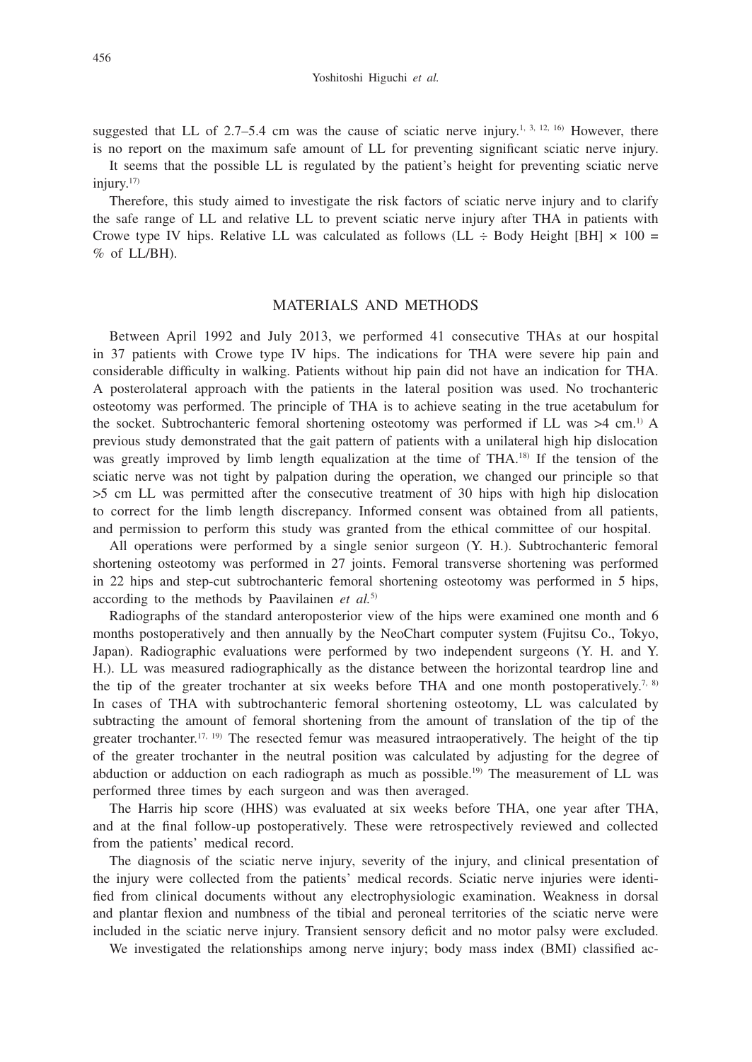suggested that LL of 2.7–5.4 cm was the cause of sciatic nerve injury.[1, 3, 12, 16] However, there is no report on the maximum safe amount of LL for preventing significant sciatic nerve injury.

It seems that the possible LL is regulated by the patient's height for preventing sciatic nerve injury.[17]

Therefore, this study aimed to investigate the risk factors of sciatic nerve injury and to clarify the safe range of LL and relative LL to prevent sciatic nerve injury after THA in patients with Crowe type IV hips. Relative LL was calculated as follows (LL ÷ Body Height [BH] × 100 = % of LL/BH).

## MATERIALS AND METHODS

Between April 1992 and July 2013, we performed 41 consecutive THAs at our hospital in 37 patients with Crowe type IV hips. The indications for THA were severe hip pain and considerable difficulty in walking. Patients without hip pain did not have an indication for THA. A posterolateral approach with the patients in the lateral position was used. No trochanteric osteotomy was performed. The principle of THA is to achieve seating in the true acetabulum for the socket. Subtrochanteric femoral shortening osteotomy was performed if LL was >4 cm.[1] A previous study demonstrated that the gait pattern of patients with a unilateral high hip dislocation was greatly improved by limb length equalization at the time of THA.[18] If the tension of the sciatic nerve was not tight by palpation during the operation, we changed our principle so that >5 cm LL was permitted after the consecutive treatment of 30 hips with high hip dislocation to correct for the limb length discrepancy. Informed consent was obtained from all patients, and permission to perform this study was granted from the ethical committee of our hospital.

All operations were performed by a single senior surgeon (Y. H.). Subtrochanteric femoral shortening osteotomy was performed in 27 joints. Femoral transverse shortening was performed in 22 hips and step-cut subtrochanteric femoral shortening osteotomy was performed in 5 hips, according to the methods by Paavilainen *et al.*[5]

Radiographs of the standard anteroposterior view of the hips were examined one month and 6 months postoperatively and then annually by the NeoChart computer system (Fujitsu Co., Tokyo, Japan). Radiographic evaluations were performed by two independent surgeons (Y. H. and Y. H.). LL was measured radiographically as the distance between the horizontal teardrop line and the tip of the greater trochanter at six weeks before THA and one month postoperatively.[7, 8] In cases of THA with subtrochanteric femoral shortening osteotomy, LL was calculated by subtracting the amount of femoral shortening from the amount of translation of the tip of the greater trochanter.[17, 19] The resected femur was measured intraoperatively. The height of the tip of the greater trochanter in the neutral position was calculated by adjusting for the degree of abduction or adduction on each radiograph as much as possible.[19] The measurement of LL was performed three times by each surgeon and was then averaged.

The Harris hip score (HHS) was evaluated at six weeks before THA, one year after THA, and at the final follow-up postoperatively. These were retrospectively reviewed and collected from the patients' medical record.

The diagnosis of the sciatic nerve injury, severity of the injury, and clinical presentation of the injury were collected from the patients' medical records. Sciatic nerve injuries were identified from clinical documents without any electrophysiologic examination. Weakness in dorsal and plantar flexion and numbness of the tibial and peroneal territories of the sciatic nerve were included in the sciatic nerve injury. Transient sensory deficit and no motor palsy were excluded.

We investigated the relationships among nerve injury; body mass index (BMI) classified ac-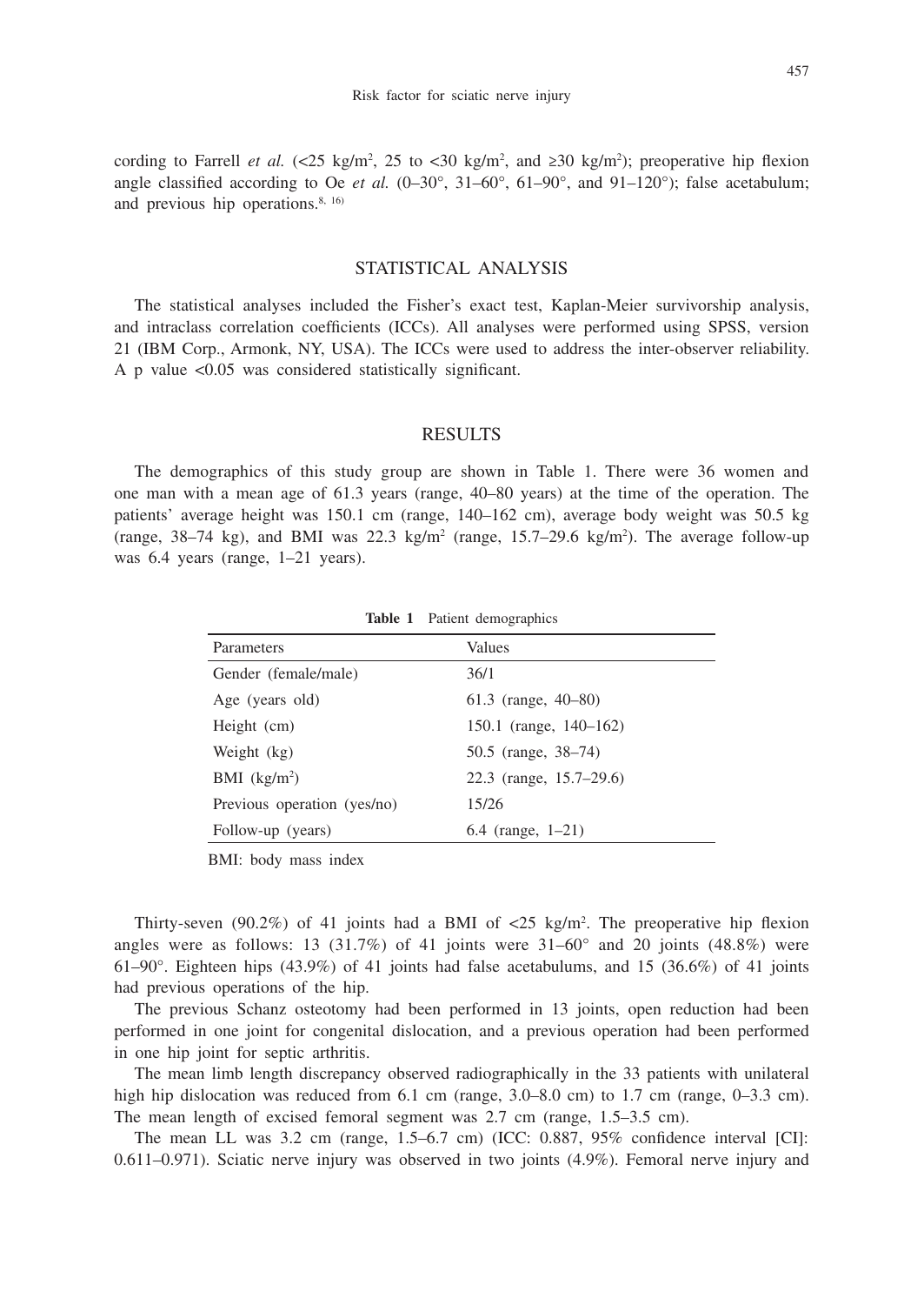cording to Farrell *et al.* (<25 kg/m$^2$, 25 to <30 kg/m$^2$, and ≥30 kg/m$^2$); preoperative hip flexion angle classified according to Oe *et al.* (0–30°, 31–60°, 61–90°, and 91–120°); false acetabulum; and previous hip operations.[8, 16)]

## STATISTICAL ANALYSIS

The statistical analyses included the Fisher's exact test, Kaplan-Meier survivorship analysis, and intraclass correlation coefficients (ICCs). All analyses were performed using SPSS, version 21 (IBM Corp., Armonk, NY, USA). The ICCs were used to address the inter-observer reliability. A p value <0.05 was considered statistically significant.

## RESULTS

The demographics of this study group are shown in Table 1. There were 36 women and one man with a mean age of 61.3 years (range, 40–80 years) at the time of the operation. The patients' average height was 150.1 cm (range, 140–162 cm), average body weight was 50.5 kg (range, 38–74 kg), and BMI was 22.3 kg/m$^2$ (range, 15.7–29.6 kg/m$^2$). The average follow-up was 6.4 years (range, 1–21 years).

**Table 1** Patient demographics

| Parameters | Values |
|---|---|
| Gender (female/male) | 36/1 |
| Age (years old) | 61.3 (range, 40–80) |
| Height (cm) | 150.1 (range, 140–162) |
| Weight (kg) | 50.5 (range, 38–74) |
| BMI (kg/m$^2$) | 22.3 (range, 15.7–29.6) |
| Previous operation (yes/no) | 15/26 |
| Follow-up (years) | 6.4 (range, 1–21) |

BMI: body mass index

Thirty-seven (90.2%) of 41 joints had a BMI of <25 kg/m$^2$. The preoperative hip flexion angles were as follows: 13 (31.7%) of 41 joints were 31–60° and 20 joints (48.8%) were 61–90°. Eighteen hips (43.9%) of 41 joints had false acetabulums, and 15 (36.6%) of 41 joints had previous operations of the hip.

The previous Schanz osteotomy had been performed in 13 joints, open reduction had been performed in one joint for congenital dislocation, and a previous operation had been performed in one hip joint for septic arthritis.

The mean limb length discrepancy observed radiographically in the 33 patients with unilateral high hip dislocation was reduced from 6.1 cm (range, 3.0–8.0 cm) to 1.7 cm (range, 0–3.3 cm). The mean length of excised femoral segment was 2.7 cm (range, 1.5–3.5 cm).

The mean LL was 3.2 cm (range, 1.5–6.7 cm) (ICC: 0.887, 95% confidence interval [CI]: 0.611–0.971). Sciatic nerve injury was observed in two joints (4.9%). Femoral nerve injury and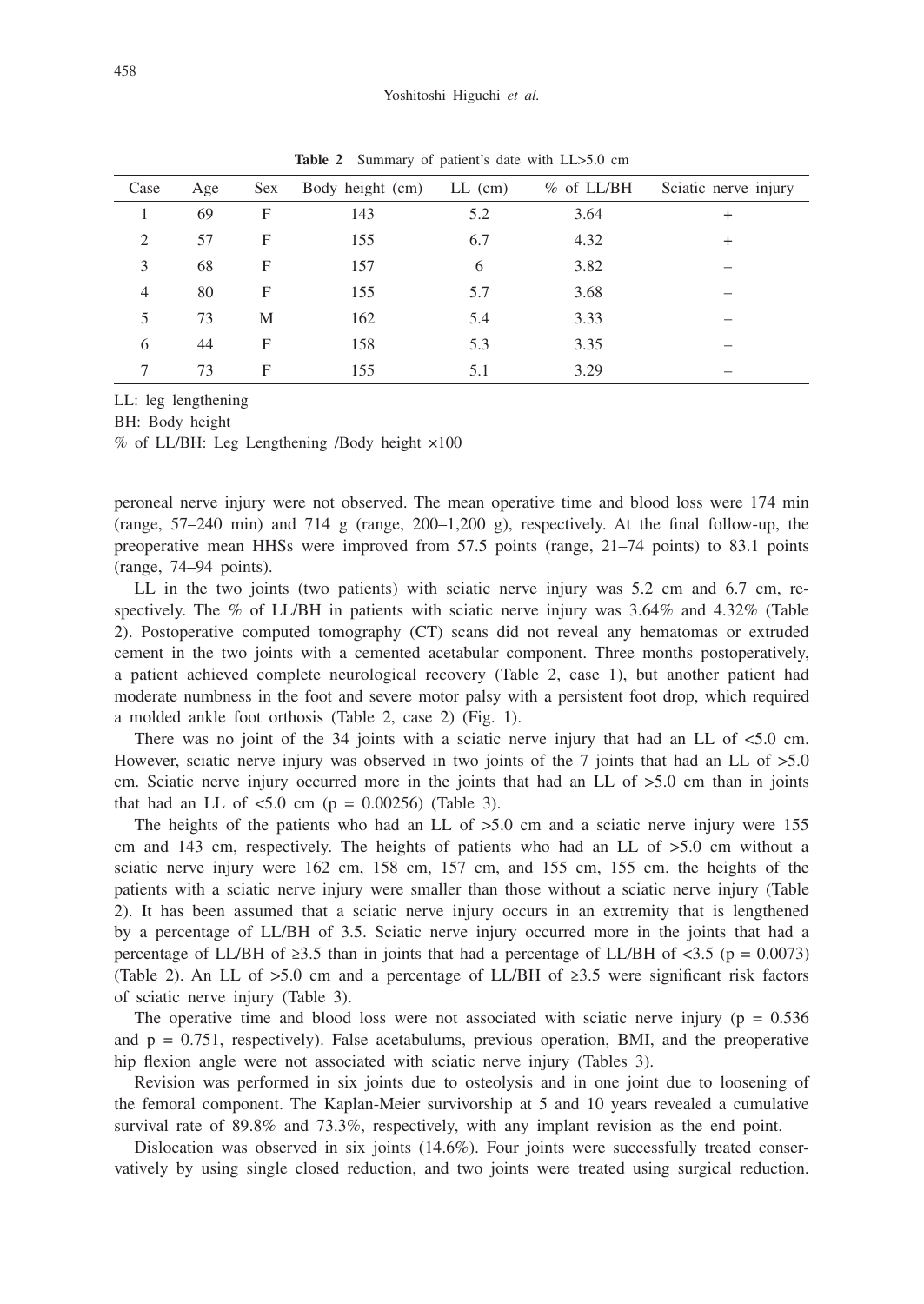**Table 2** Summary of patient's date with LL>5.0 cm

| Case | Age | Sex | Body height (cm) | LL (cm) | % of LL/BH | Sciatic nerve injury |
|---|---|---|---|---|---|---|
| 1 | 69 | F | 143 | 5.2 | 3.64 | + |
| 2 | 57 | F | 155 | 6.7 | 4.32 | + |
| 3 | 68 | F | 157 | 6 | 3.82 | – |
| 4 | 80 | F | 155 | 5.7 | 3.68 | – |
| 5 | 73 | M | 162 | 5.4 | 3.33 | – |
| 6 | 44 | F | 158 | 5.3 | 3.35 | – |
| 7 | 73 | F | 155 | 5.1 | 3.29 | – |

LL: leg lengthening

BH: Body height

% of LL/BH: Leg Lengthening /Body height ×100

peroneal nerve injury were not observed. The mean operative time and blood loss were 174 min (range, 57–240 min) and 714 g (range, 200–1,200 g), respectively. At the final follow-up, the preoperative mean HHSs were improved from 57.5 points (range, 21–74 points) to 83.1 points (range, 74–94 points).

LL in the two joints (two patients) with sciatic nerve injury was 5.2 cm and 6.7 cm, respectively. The % of LL/BH in patients with sciatic nerve injury was 3.64% and 4.32% (Table 2). Postoperative computed tomography (CT) scans did not reveal any hematomas or extruded cement in the two joints with a cemented acetabular component. Three months postoperatively, a patient achieved complete neurological recovery (Table 2, case 1), but another patient had moderate numbness in the foot and severe motor palsy with a persistent foot drop, which required a molded ankle foot orthosis (Table 2, case 2) (Fig. 1).

There was no joint of the 34 joints with a sciatic nerve injury that had an LL of <5.0 cm. However, sciatic nerve injury was observed in two joints of the 7 joints that had an LL of >5.0 cm. Sciatic nerve injury occurred more in the joints that had an LL of >5.0 cm than in joints that had an LL of <5.0 cm ($p = 0.00256$) (Table 3).

The heights of the patients who had an LL of >5.0 cm and a sciatic nerve injury were 155 cm and 143 cm, respectively. The heights of patients who had an LL of >5.0 cm without a sciatic nerve injury were 162 cm, 158 cm, 157 cm, and 155 cm, 155 cm. the heights of the patients with a sciatic nerve injury were smaller than those without a sciatic nerve injury (Table 2). It has been assumed that a sciatic nerve injury occurs in an extremity that is lengthened by a percentage of LL/BH of 3.5. Sciatic nerve injury occurred more in the joints that had a percentage of LL/BH of ≥3.5 than in joints that had a percentage of LL/BH of <3.5 ($p = 0.0073$) (Table 2). An LL of >5.0 cm and a percentage of LL/BH of ≥3.5 were significant risk factors of sciatic nerve injury (Table 3).

The operative time and blood loss were not associated with sciatic nerve injury ($p = 0.536$ and $p = 0.751$, respectively). False acetabulums, previous operation, BMI, and the preoperative hip flexion angle were not associated with sciatic nerve injury (Tables 3).

Revision was performed in six joints due to osteolysis and in one joint due to loosening of the femoral component. The Kaplan-Meier survivorship at 5 and 10 years revealed a cumulative survival rate of 89.8% and 73.3%, respectively, with any implant revision as the end point.

Dislocation was observed in six joints (14.6%). Four joints were successfully treated conservatively by using single closed reduction, and two joints were treated using surgical reduction.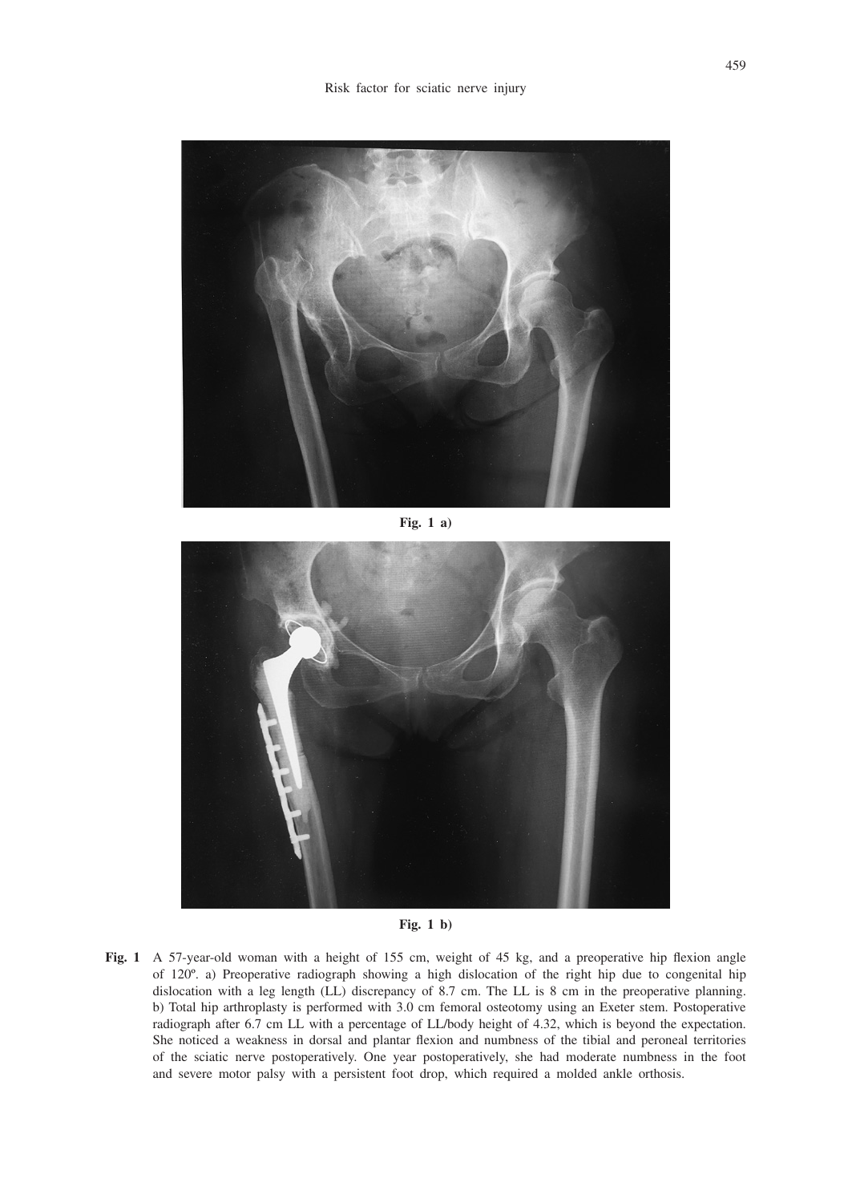**Fig. 1 a)**

**Fig. 1 b)**

**Fig. 1** A 57-year-old woman with a height of 155 cm, weight of 45 kg, and a preoperative hip flexion angle of 120º. a) Preoperative radiograph showing a high dislocation of the right hip due to congenital hip dislocation with a leg length (LL) discrepancy of 8.7 cm. The LL is 8 cm in the preoperative planning. b) Total hip arthroplasty is performed with 3.0 cm femoral osteotomy using an Exeter stem. Postoperative radiograph after 6.7 cm LL with a percentage of LL/body height of 4.32, which is beyond the expectation. She noticed a weakness in dorsal and plantar flexion and numbness of the tibial and peroneal territories of the sciatic nerve postoperatively. One year postoperatively, she had moderate numbness in the foot and severe motor palsy with a persistent foot drop, which required a molded ankle orthosis.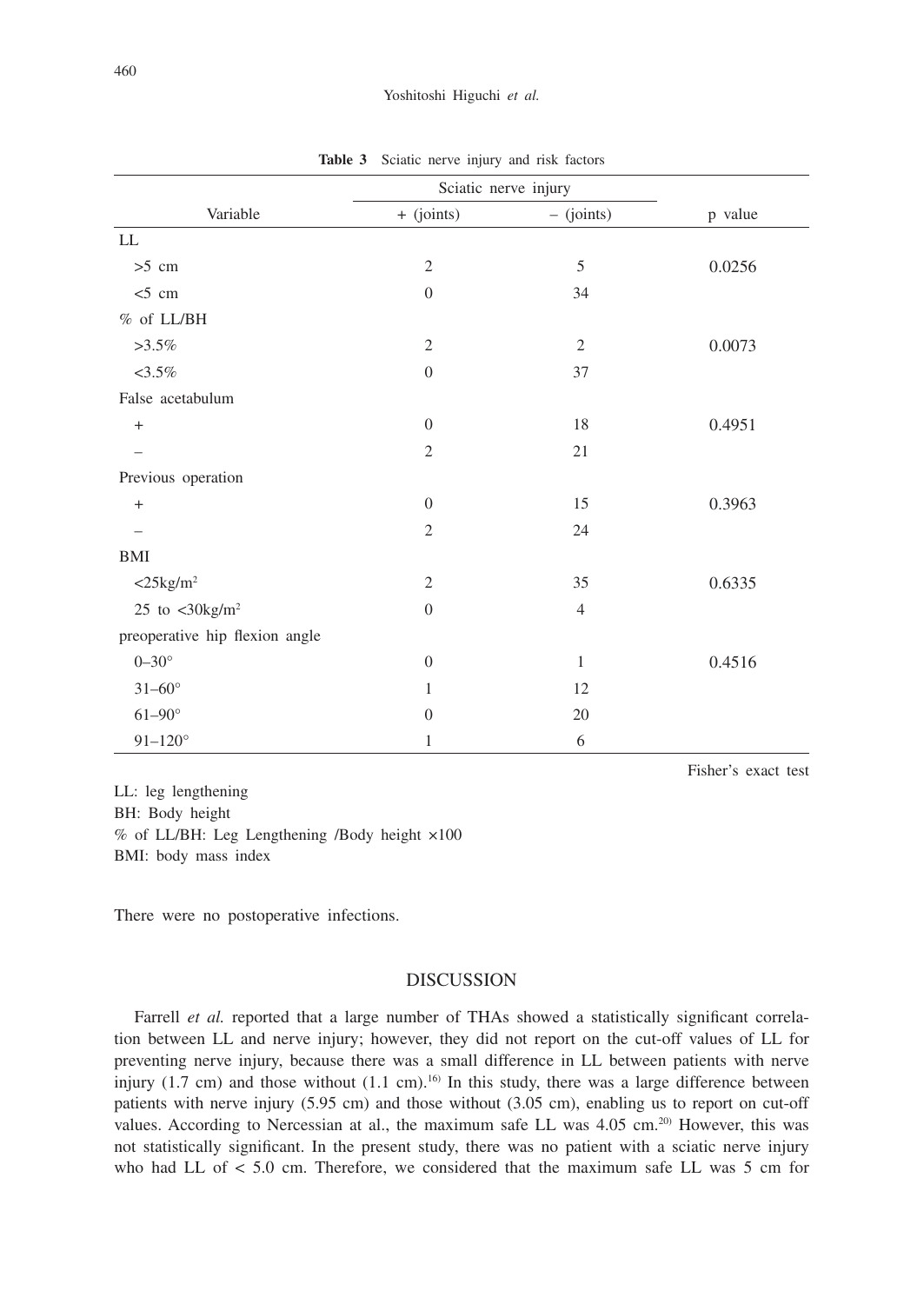**Table 3** Sciatic nerve injury and risk factors

| Variable | Sciatic nerve injury | | p value |
|---|---|---|---|
| | + (joints) | – (joints) | |
| LL | | | |
| >5 cm | 2 | 5 | 0.0256 |
| <5 cm | 0 | 34 | |
| % of LL/BH | | | |
| >3.5% | 2 | 2 | 0.0073 |
| <3.5% | 0 | 37 | |
| False acetabulum | | | |
| + | 0 | 18 | 0.4951 |
| – | 2 | 21 | |
| Previous operation | | | |
| + | 0 | 15 | 0.3963 |
| – | 2 | 24 | |
| BMI | | | |
| <25kg/m$^2$ | 2 | 35 | 0.6335 |
| 25 to <30kg/m$^2$ | 0 | 4 | |
| preoperative hip flexion angle | | | |
| 0–30° | 0 | 1 | 0.4516 |
| 31–60° | 1 | 12 | |
| 61–90° | 0 | 20 | |
| 91–120° | 1 | 6 | |

Fisher's exact test

LL: leg lengthening
BH: Body height
% of LL/BH: Leg Lengthening /Body height ×100
BMI: body mass index

There were no postoperative infections.

## DISCUSSION

Farrell *et al.* reported that a large number of THAs showed a statistically significant correlation between LL and nerve injury; however, they did not report on the cut-off values of LL for preventing nerve injury, because there was a small difference in LL between patients with nerve injury (1.7 cm) and those without (1.1 cm).[16] In this study, there was a large difference between patients with nerve injury (5.95 cm) and those without (3.05 cm), enabling us to report on cut-off values. According to Nercessian at al., the maximum safe LL was 4.05 cm.[20] However, this was not statistically significant. In the present study, there was no patient with a sciatic nerve injury who had LL of < 5.0 cm. Therefore, we considered that the maximum safe LL was 5 cm for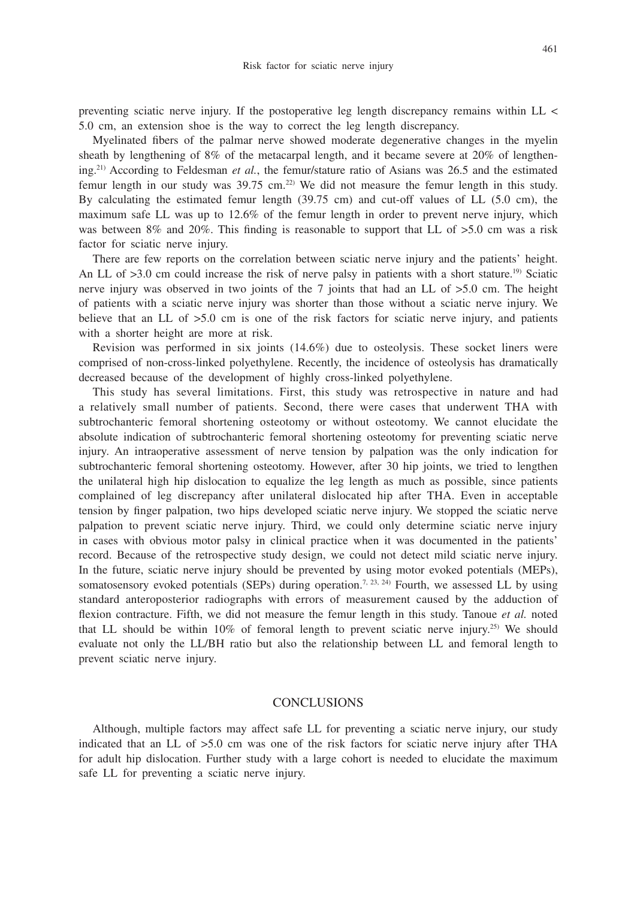preventing sciatic nerve injury. If the postoperative leg length discrepancy remains within LL < 5.0 cm, an extension shoe is the way to correct the leg length discrepancy.

Myelinated fibers of the palmar nerve showed moderate degenerative changes in the myelin sheath by lengthening of 8% of the metacarpal length, and it became severe at 20% of lengthening.[21] According to Feldesman *et al.*, the femur/stature ratio of Asians was 26.5 and the estimated femur length in our study was 39.75 cm.[22] We did not measure the femur length in this study. By calculating the estimated femur length (39.75 cm) and cut-off values of LL (5.0 cm), the maximum safe LL was up to 12.6% of the femur length in order to prevent nerve injury, which was between 8% and 20%. This finding is reasonable to support that LL of >5.0 cm was a risk factor for sciatic nerve injury.

There are few reports on the correlation between sciatic nerve injury and the patients' height. An LL of >3.0 cm could increase the risk of nerve palsy in patients with a short stature.[19] Sciatic nerve injury was observed in two joints of the 7 joints that had an LL of >5.0 cm. The height of patients with a sciatic nerve injury was shorter than those without a sciatic nerve injury. We believe that an LL of >5.0 cm is one of the risk factors for sciatic nerve injury, and patients with a shorter height are more at risk.

Revision was performed in six joints (14.6%) due to osteolysis. These socket liners were comprised of non-cross-linked polyethylene. Recently, the incidence of osteolysis has dramatically decreased because of the development of highly cross-linked polyethylene.

This study has several limitations. First, this study was retrospective in nature and had a relatively small number of patients. Second, there were cases that underwent THA with subtrochanteric femoral shortening osteotomy or without osteotomy. We cannot elucidate the absolute indication of subtrochanteric femoral shortening osteotomy for preventing sciatic nerve injury. An intraoperative assessment of nerve tension by palpation was the only indication for subtrochanteric femoral shortening osteotomy. However, after 30 hip joints, we tried to lengthen the unilateral high hip dislocation to equalize the leg length as much as possible, since patients complained of leg discrepancy after unilateral dislocated hip after THA. Even in acceptable tension by finger palpation, two hips developed sciatic nerve injury. We stopped the sciatic nerve palpation to prevent sciatic nerve injury. Third, we could only determine sciatic nerve injury in cases with obvious motor palsy in clinical practice when it was documented in the patients' record. Because of the retrospective study design, we could not detect mild sciatic nerve injury. In the future, sciatic nerve injury should be prevented by using motor evoked potentials (MEPs), somatosensory evoked potentials (SEPs) during operation.[7, 23, 24] Fourth, we assessed LL by using standard anteroposterior radiographs with errors of measurement caused by the adduction of flexion contracture. Fifth, we did not measure the femur length in this study. Tanoue *et al.* noted that LL should be within 10% of femoral length to prevent sciatic nerve injury.[25] We should evaluate not only the LL/BH ratio but also the relationship between LL and femoral length to prevent sciatic nerve injury.

## CONCLUSIONS

Although, multiple factors may affect safe LL for preventing a sciatic nerve injury, our study indicated that an LL of >5.0 cm was one of the risk factors for sciatic nerve injury after THA for adult hip dislocation. Further study with a large cohort is needed to elucidate the maximum safe LL for preventing a sciatic nerve injury.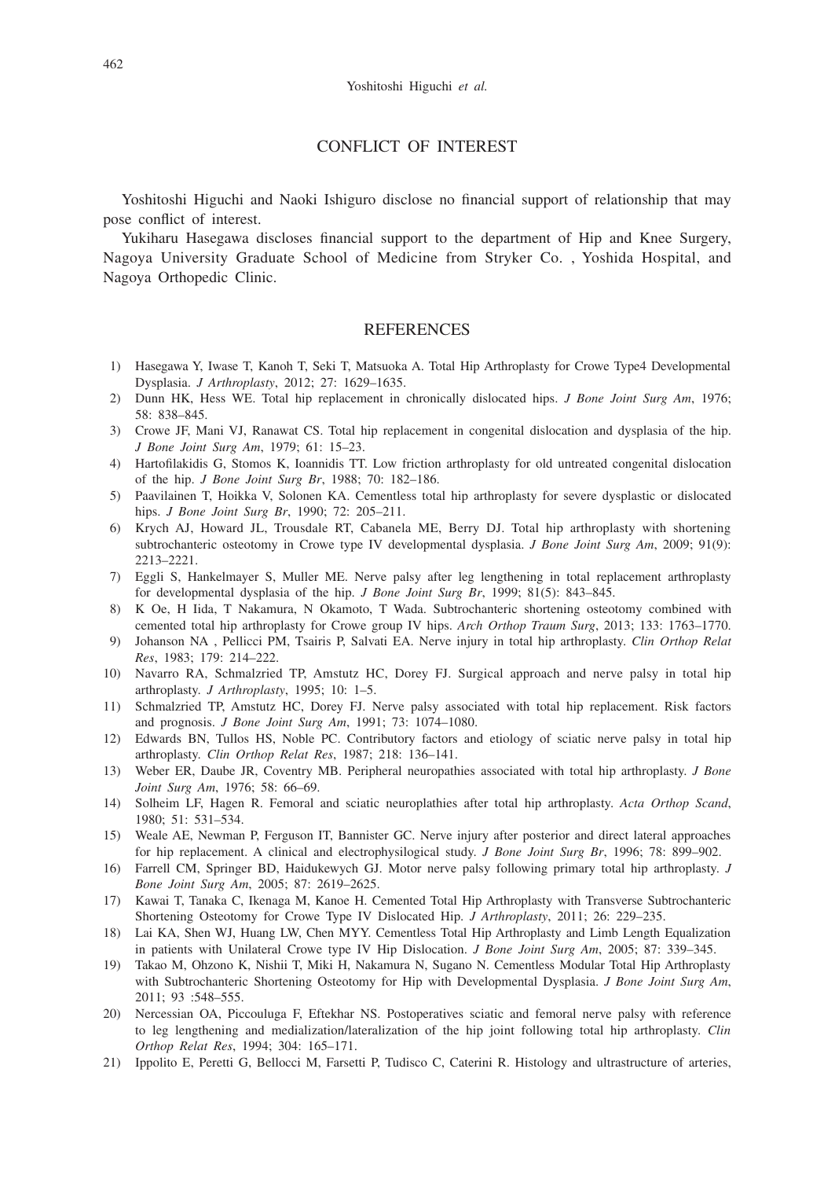## CONFLICT OF INTEREST

Yoshitoshi Higuchi and Naoki Ishiguro disclose no financial support of relationship that may pose conflict of interest.

Yukiharu Hasegawa discloses financial support to the department of Hip and Knee Surgery, Nagoya University Graduate School of Medicine from Stryker Co. , Yoshida Hospital, and Nagoya Orthopedic Clinic.

## REFERENCES

1) Hasegawa Y, Iwase T, Kanoh T, Seki T, Matsuoka A. Total Hip Arthroplasty for Crowe Type4 Developmental Dysplasia. *J Arthroplasty*, 2012; 27: 1629–1635.
2) Dunn HK, Hess WE. Total hip replacement in chronically dislocated hips. *J Bone Joint Surg Am*, 1976; 58: 838–845.
3) Crowe JF, Mani VJ, Ranawat CS. Total hip replacement in congenital dislocation and dysplasia of the hip. *J Bone Joint Surg Am*, 1979; 61: 15–23.
4) Hartofilakidis G, Stomos K, Ioannidis TT. Low friction arthroplasty for old untreated congenital dislocation of the hip. *J Bone Joint Surg Br*, 1988; 70: 182–186.
5) Paavilainen T, Hoikka V, Solonen KA. Cementless total hip arthroplasty for severe dysplastic or dislocated hips. *J Bone Joint Surg Br*, 1990; 72: 205–211.
6) Krych AJ, Howard JL, Trousdale RT, Cabanela ME, Berry DJ. Total hip arthroplasty with shortening subtrochanteric osteotomy in Crowe type IV developmental dysplasia. *J Bone Joint Surg Am*, 2009; 91(9): 2213–2221.
7) Eggli S, Hankelmayer S, Muller ME. Nerve palsy after leg lengthening in total replacement arthroplasty for developmental dysplasia of the hip. *J Bone Joint Surg Br*, 1999; 81(5): 843–845.
8) K Oe, H Iida, T Nakamura, N Okamoto, T Wada. Subtrochanteric shortening osteotomy combined with cemented total hip arthroplasty for Crowe group IV hips. *Arch Orthop Traum Surg*, 2013; 133: 1763–1770.
9) Johanson NA , Pellicci PM, Tsairis P, Salvati EA. Nerve injury in total hip arthroplasty. *Clin Orthop Relat Res*, 1983; 179: 214–222.
10) Navarro RA, Schmalzried TP, Amstutz HC, Dorey FJ. Surgical approach and nerve palsy in total hip arthroplasty. *J Arthroplasty*, 1995; 10: 1–5.
11) Schmalzried TP, Amstutz HC, Dorey FJ. Nerve palsy associated with total hip replacement. Risk factors and prognosis. *J Bone Joint Surg Am*, 1991; 73: 1074–1080.
12) Edwards BN, Tullos HS, Noble PC. Contributory factors and etiology of sciatic nerve palsy in total hip arthroplasty. *Clin Orthop Relat Res*, 1987; 218: 136–141.
13) Weber ER, Daube JR, Coventry MB. Peripheral neuropathies associated with total hip arthroplasty. *J Bone Joint Surg Am*, 1976; 58: 66–69.
14) Solheim LF, Hagen R. Femoral and sciatic neuroplathies after total hip arthroplasty. *Acta Orthop Scand*, 1980; 51: 531–534.
15) Weale AE, Newman P, Ferguson IT, Bannister GC. Nerve injury after posterior and direct lateral approaches for hip replacement. A clinical and electrophysilogical study. *J Bone Joint Surg Br*, 1996; 78: 899–902.
16) Farrell CM, Springer BD, Haidukewych GJ. Motor nerve palsy following primary total hip arthroplasty. *J Bone Joint Surg Am*, 2005; 87: 2619–2625.
17) Kawai T, Tanaka C, Ikenaga M, Kanoe H. Cemented Total Hip Arthroplasty with Transverse Subtrochanteric Shortening Osteotomy for Crowe Type IV Dislocated Hip. *J Arthroplasty*, 2011; 26: 229–235.
18) Lai KA, Shen WJ, Huang LW, Chen MYY. Cementless Total Hip Arthroplasty and Limb Length Equalization in patients with Unilateral Crowe type IV Hip Dislocation. *J Bone Joint Surg Am*, 2005; 87: 339–345.
19) Takao M, Ohzono K, Nishii T, Miki H, Nakamura N, Sugano N. Cementless Modular Total Hip Arthroplasty with Subtrochanteric Shortening Osteotomy for Hip with Developmental Dysplasia. *J Bone Joint Surg Am*, 2011; 93 :548–555.
20) Nercessian OA, Piccouluga F, Eftekhar NS. Postoperatives sciatic and femoral nerve palsy with reference to leg lengthening and medialization/lateralization of the hip joint following total hip arthroplasty. *Clin Orthop Relat Res*, 1994; 304: 165–171.
21) Ippolito E, Peretti G, Bellocci M, Farsetti P, Tudisco C, Caterini R. Histology and ultrastructure of arteries,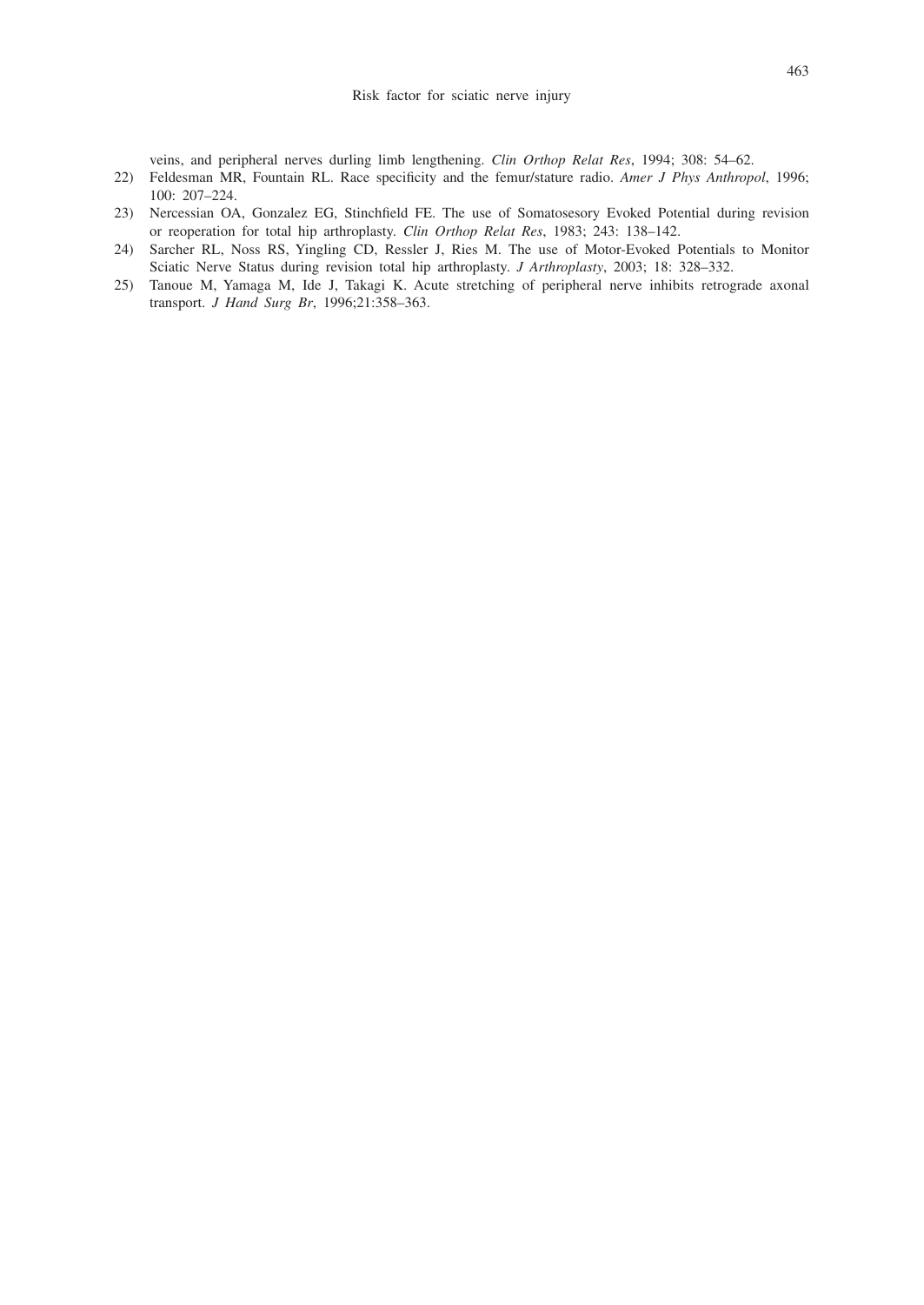veins, and peripheral nerves durling limb lengthening. *Clin Orthop Relat Res*, 1994; 308: 54–62.

22) Feldesman MR, Fountain RL. Race specificity and the femur/stature radio. *Amer J Phys Anthropol*, 1996; 100: 207–224.
23) Nercessian OA, Gonzalez EG, Stinchfield FE. The use of Somatosesory Evoked Potential during revision or reoperation for total hip arthroplasty. *Clin Orthop Relat Res*, 1983; 243: 138–142.
24) Sarcher RL, Noss RS, Yingling CD, Ressler J, Ries M. The use of Motor-Evoked Potentials to Monitor Sciatic Nerve Status during revision total hip arthroplasty. *J Arthroplasty*, 2003; 18: 328–332.
25) Tanoue M, Yamaga M, Ide J, Takagi K. Acute stretching of peripheral nerve inhibits retrograde axonal transport. *J Hand Surg Br*, 1996;21:358–363.